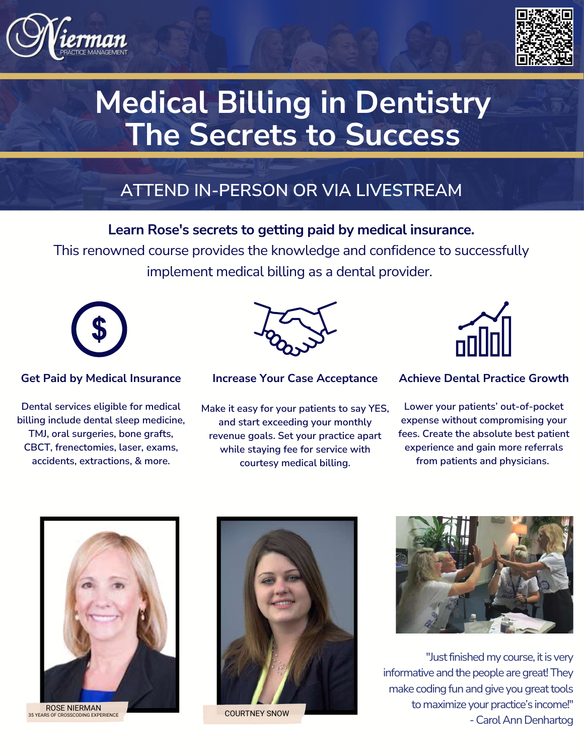Nierman PRACTICE MANAGEMENT

# Medical Billing in Dentistry
# The Secrets to Success

## ATTEND IN-PERSON OR VIA LIVESTREAM

**Learn Rose's secrets to getting paid by medical insurance.**

This renowned course provides the knowledge and confidence to successfully implement medical billing as a dental provider.

### Get Paid by Medical Insurance

Dental services eligible for medical billing include dental sleep medicine, TMJ, oral surgeries, bone grafts, CBCT, frenectomies, laser, exams, accidents, extractions, & more.

### Increase Your Case Acceptance

Make it easy for your patients to say YES, and start exceeding your monthly revenue goals. Set your practice apart while staying fee for service with courtesy medical billing.

### Achieve Dental Practice Growth

Lower your patients' out-of-pocket expense without compromising your fees. Create the absolute best patient experience and gain more referrals from patients and physicians.

ROSE NIERMAN
35 YEARS OF CROSSCODING EXPERIENCE

COURTNEY SNOW

"Just finished my course, it is very informative and the people are great! They make coding fun and give you great tools to maximize your practice's income!"
- Carol Ann Denhartog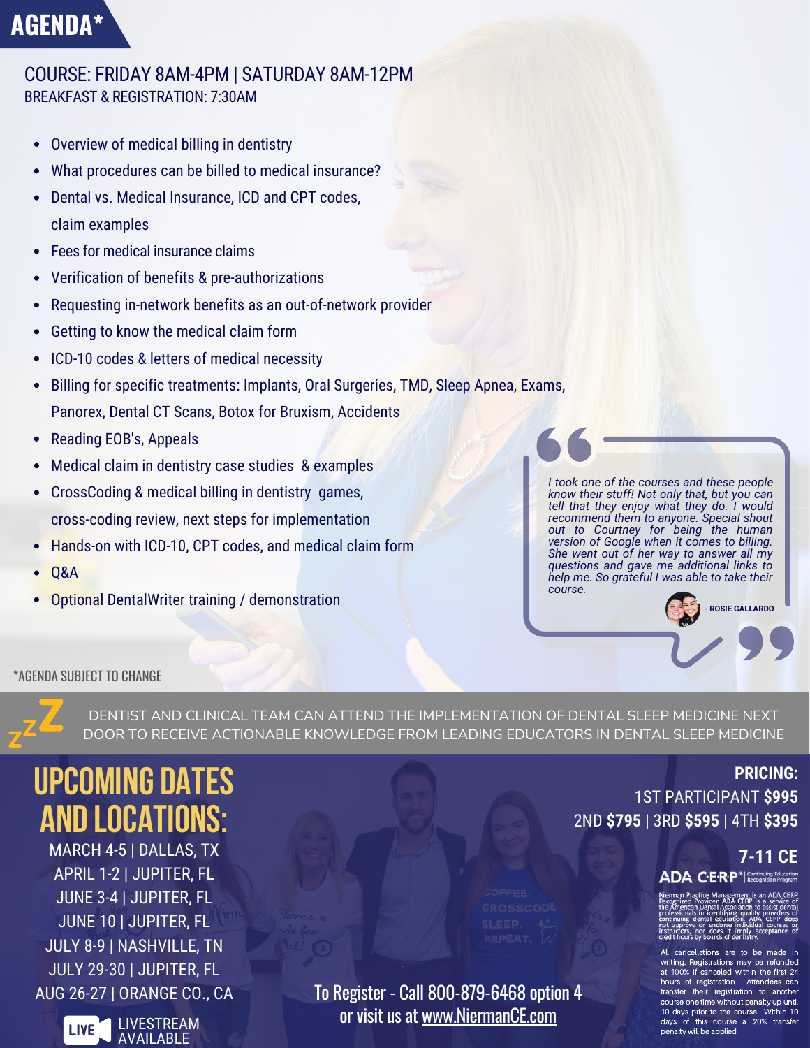# AGENDA*

## COURSE: FRIDAY 8AM-4PM | SATURDAY 8AM-12PM

BREAKFAST & REGISTRATION: 7:30AM

- Overview of medical billing in dentistry
- What procedures can be billed to medical insurance?
- Dental vs. Medical Insurance, ICD and CPT codes, claim examples
- Fees for medical insurance claims
- Verification of benefits & pre-authorizations
- Requesting in-network benefits as an out-of-network provider
- Getting to know the medical claim form
- ICD-10 codes & letters of medical necessity
- Billing for specific treatments: Implants, Oral Surgeries, TMD, Sleep Apnea, Exams, Panorex, Dental CT Scans, Botox for Bruxism, Accidents
- Reading EOB's, Appeals
- Medical claim in dentistry case studies & examples
- CrossCoding & medical billing in dentistry games, cross-coding review, next steps for implementation
- Hands-on with ICD-10, CPT codes, and medical claim form
- Q&A
- Optional DentalWriter training / demonstration

*I took one of the courses and these people know their stuff! Not only that, but you can tell that they enjoy what they do. I would recommend them to anyone. Special shout out to Courtney for being the human version of Google when it comes to billing. She went out of her way to answer all my questions and gave me additional links to help me. So grateful I was able to take their course.*

**- ROSIE GALLARDO**

*AGENDA SUBJECT TO CHANGE

DENTIST AND CLINICAL TEAM CAN ATTEND THE IMPLEMENTATION OF DENTAL SLEEP MEDICINE NEXT DOOR TO RECEIVE ACTIONABLE KNOWLEDGE FROM LEADING EDUCATORS IN DENTAL SLEEP MEDICINE

## UPCOMING DATES AND LOCATIONS:

MARCH 4-5 | DALLAS, TX
APRIL 1-2 | JUPITER, FL
JUNE 3-4 | JUPITER, FL
JUNE 10 | JUPITER, FL
JULY 8-9 | NASHVILLE, TN
JULY 29-30 | JUPITER, FL
AUG 26-27 | ORANGE CO., CA

LIVE LIVESTREAM AVAILABLE

To Register - Call 800-879-6468 option 4 or visit us at www.NiermanCE.com

**PRICING:**

1ST PARTICIPANT **$995**
2ND **$795** | 3RD **$595** | 4TH **$395**

**7-11 CE**

ADA CERP® | Continuing Education Recognition Program

Nierman Practice Management is an ADA CERP Recognized Provider. ADA CERP is a service of the American Dental Association to assist dental professionals in identifying quality providers of continuing dental education. ADA CERP does not approve or endorse individual courses or instructors, nor does it imply acceptance of credit hours by boards of dentistry.

All cancellations are to be made in writing. Registrations may be refunded at 100% if canceled within the first 24 hours of registration. Attendees can transfer their registration to another course one time without penalty up until 10 days prior to the course. Within 10 days of this course a 20% transfer penalty will be applied